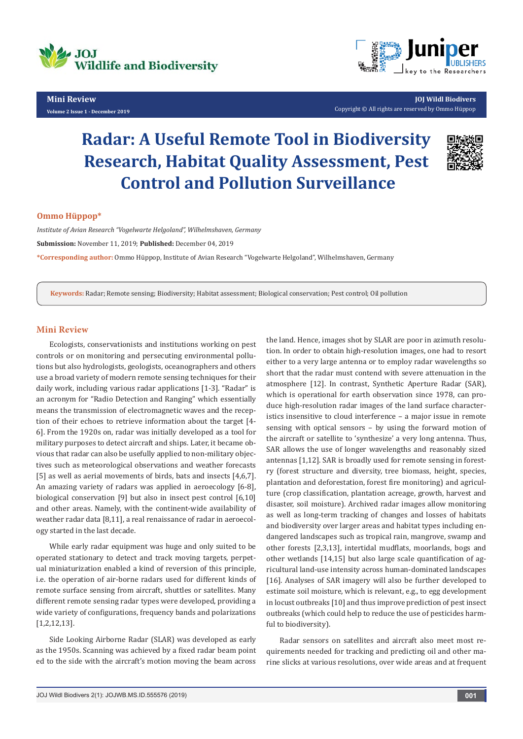Mini Review

Volume 2 Issue 1 - December 2019

JOJ Wildl Biodivers

Copyright © All rights are reserved by Ommo Hüppop

# Radar: A Useful Remote Tool in Biodiversity Research, Habitat Quality Assessment, Pest Control and Pollution Surveillance

**Ommo Hüppop***

*Institute of Avian Research "Vogelwarte Helgoland", Wilhelmshaven, Germany*

**Submission:** November 11, 2019; **Published:** December 04, 2019

***Corresponding author:** Ommo Hüppop, Institute of Avian Research "Vogelwarte Helgoland", Wilhelmshaven, Germany

**Keywords:** Radar; Remote sensing; Biodiversity; Habitat assessment; Biological conservation; Pest control; Oil pollution

## Mini Review

Ecologists, conservationists and institutions working on pest controls or on monitoring and persecuting environmental pollutions but also hydrologists, geologists, oceanographers and others use a broad variety of modern remote sensing techniques for their daily work, including various radar applications [1-3]. "Radar" is an acronym for "Radio Detection and Ranging" which essentially means the transmission of electromagnetic waves and the reception of their echoes to retrieve information about the target [4-6]. From the 1920s on, radar was initially developed as a tool for military purposes to detect aircraft and ships. Later, it became obvious that radar can also be usefully applied to non-military objectives such as meteorological observations and weather forecasts [5] as well as aerial movements of birds, bats and insects [4,6,7]. An amazing variety of radars was applied in aeroecology [6-8], biological conservation [9] but also in insect pest control [6,10] and other areas. Namely, with the continent-wide availability of weather radar data [8,11], a real renaissance of radar in aeroecology started in the last decade.

While early radar equipment was huge and only suited to be operated stationary to detect and track moving targets, perpetual miniaturization enabled a kind of reversion of this principle, i.e. the operation of air-borne radars used for different kinds of remote surface sensing from aircraft, shuttles or satellites. Many different remote sensing radar types were developed, providing a wide variety of configurations, frequency bands and polarizations [1,2,12,13].

Side Looking Airborne Radar (SLAR) was developed as early as the 1950s. Scanning was achieved by a fixed radar beam pointed to the side with the aircraft's motion moving the beam across the land. Hence, images shot by SLAR are poor in azimuth resolution. In order to obtain high-resolution images, one had to resort either to a very large antenna or to employ radar wavelengths so short that the radar must contend with severe attenuation in the atmosphere [12]. In contrast, Synthetic Aperture Radar (SAR), which is operational for earth observation since 1978, can produce high-resolution radar images of the land surface characteristics insensitive to cloud interference – a major issue in remote sensing with optical sensors – by using the forward motion of the aircraft or satellite to 'synthesize' a very long antenna. Thus, SAR allows the use of longer wavelengths and reasonably sized antennas [1,12]. SAR is broadly used for remote sensing in forestry (forest structure and diversity, tree biomass, height, species, plantation and deforestation, forest fire monitoring) and agriculture (crop classification, plantation acreage, growth, harvest and disaster, soil moisture). Archived radar images allow monitoring as well as long-term tracking of changes and losses of habitats and biodiversity over larger areas and habitat types including endangered landscapes such as tropical rain, mangrove, swamp and other forests [2,3,13], intertidal mudflats, moorlands, bogs and other wetlands [14,15] but also large scale quantification of agricultural land-use intensity across human-dominated landscapes [16]. Analyses of SAR imagery will also be further developed to estimate soil moisture, which is relevant, e.g., to egg development in locust outbreaks [10] and thus improve prediction of pest insect outbreaks (which could help to reduce the use of pesticides harmful to biodiversity).

Radar sensors on satellites and aircraft also meet most requirements needed for tracking and predicting oil and other marine slicks at various resolutions, over wide areas and at frequent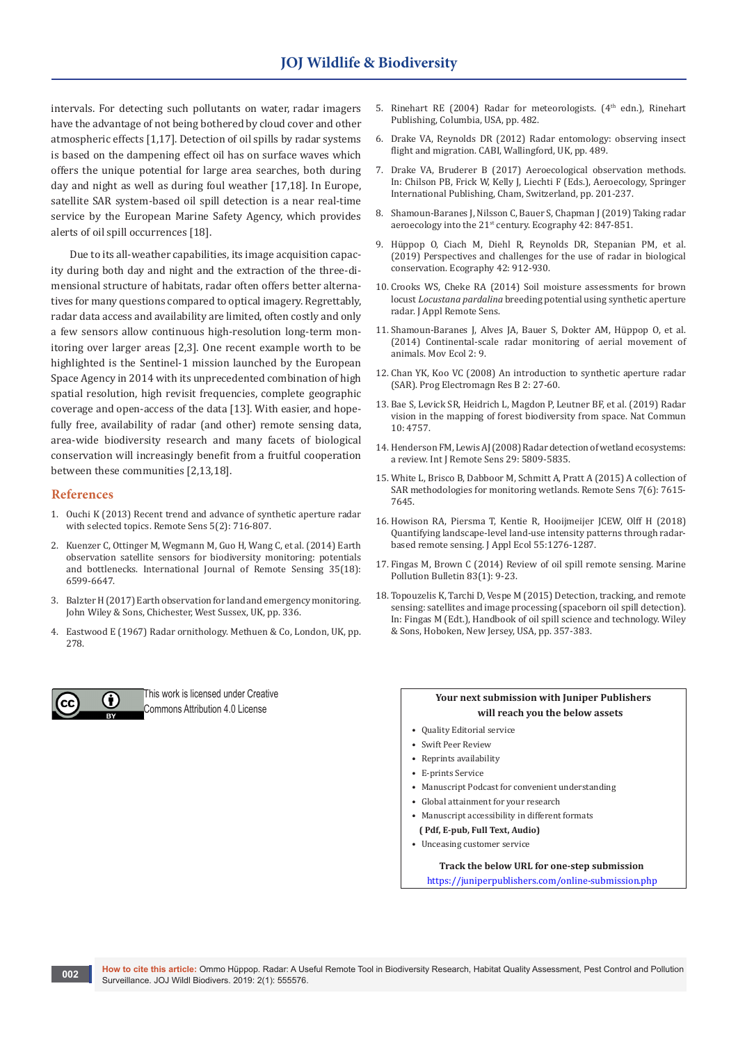intervals. For detecting such pollutants on water, radar imagers have the advantage of not being bothered by cloud cover and other atmospheric effects [1,17]. Detection of oil spills by radar systems is based on the dampening effect oil has on surface waves which offers the unique potential for large area searches, both during day and night as well as during foul weather [17,18]. In Europe, satellite SAR system-based oil spill detection is a near real-time service by the European Marine Safety Agency, which provides alerts of oil spill occurrences [18].

Due to its all-weather capabilities, its image acquisition capacity during both day and night and the extraction of the three-dimensional structure of habitats, radar often offers better alternatives for many questions compared to optical imagery. Regrettably, radar data access and availability are limited, often costly and only a few sensors allow continuous high-resolution long-term monitoring over larger areas [2,3]. One recent example worth to be highlighted is the Sentinel-1 mission launched by the European Space Agency in 2014 with its unprecedented combination of high spatial resolution, high revisit frequencies, complete geographic coverage and open-access of the data [13]. With easier, and hopefully free, availability of radar (and other) remote sensing data, area-wide biodiversity research and many facets of biological conservation will increasingly benefit from a fruitful cooperation between these communities [2,13,18].

## References

1. Ouchi K (2013) Recent trend and advance of synthetic aperture radar with selected topics. Remote Sens 5(2): 716-807.
2. Kuenzer C, Ottinger M, Wegmann M, Guo H, Wang C, et al. (2014) Earth observation satellite sensors for biodiversity monitoring: potentials and bottlenecks. International Journal of Remote Sensing 35(18): 6599-6647.
3. Balzter H (2017) Earth observation for land and emergency monitoring. John Wiley & Sons, Chichester, West Sussex, UK, pp. 336.
4. Eastwood E (1967) Radar ornithology. Methuen & Co, London, UK, pp. 278.
5. Rinehart RE (2004) Radar for meteorologists. (4th edn.), Rinehart Publishing, Columbia, USA, pp. 482.
6. Drake VA, Reynolds DR (2012) Radar entomology: observing insect flight and migration. CABI, Wallingford, UK, pp. 489.
7. Drake VA, Bruderer B (2017) Aeroecological observation methods. In: Chilson PB, Frick W, Kelly J, Liechti F (Eds.), Aeroecology, Springer International Publishing, Cham, Switzerland, pp. 201-237.
8. Shamoun-Baranes J, Nilsson C, Bauer S, Chapman J (2019) Taking radar aeroecology into the 21st century. Ecography 42: 847-851.
9. Hüppop O, Ciach M, Diehl R, Reynolds DR, Stepanian PM, et al. (2019) Perspectives and challenges for the use of radar in biological conservation. Ecography 42: 912-930.
10. Crooks WS, Cheke RA (2014) Soil moisture assessments for brown locust *Locustana pardalina* breeding potential using synthetic aperture radar. J Appl Remote Sens.
11. Shamoun-Baranes J, Alves JA, Bauer S, Dokter AM, Hüppop O, et al. (2014) Continental-scale radar monitoring of aerial movement of animals. Mov Ecol 2: 9.
12. Chan YK, Koo VC (2008) An introduction to synthetic aperture radar (SAR). Prog Electromagn Res B 2: 27-60.
13. Bae S, Levick SR, Heidrich L, Magdon P, Leutner BF, et al. (2019) Radar vision in the mapping of forest biodiversity from space. Nat Commun 10: 4757.
14. Henderson FM, Lewis AJ (2008) Radar detection of wetland ecosystems: a review. Int J Remote Sens 29: 5809-5835.
15. White L, Brisco B, Dabboor M, Schmitt A, Pratt A (2015) A collection of SAR methodologies for monitoring wetlands. Remote Sens 7(6): 7615-7645.
16. Howison RA, Piersma T, Kentie R, Hooijmeijer JCEW, Olff H (2018) Quantifying landscape-level land-use intensity patterns through radar-based remote sensing. J Appl Ecol 55:1276-1287.
17. Fingas M, Brown C (2014) Review of oil spill remote sensing. Marine Pollution Bulletin 83(1): 9-23.
18. Topouzelis K, Tarchi D, Vespe M (2015) Detection, tracking, and remote sensing: satellites and image processing (spaceborn oil spill detection). In: Fingas M (Edt.), Handbook of oil spill science and technology. Wiley & Sons, Hoboken, New Jersey, USA, pp. 357-383.

This work is licensed under Creative Commons Attribution 4.0 License

**Your next submission with Juniper Publishers will reach you the below assets**

- Quality Editorial service
- Swift Peer Review
- Reprints availability
- E-prints Service
- Manuscript Podcast for convenient understanding
- Global attainment for your research
- Manuscript accessibility in different formats
  **( Pdf, E-pub, Full Text, Audio)**
- Unceasing customer service

**Track the below URL for one-step submission**
https://juniperpublishers.com/online-submission.php

**How to cite this article:** Ommo Hüppop. Radar: A Useful Remote Tool in Biodiversity Research, Habitat Quality Assessment, Pest Control and Pollution Surveillance. JOJ Wildl Biodivers. 2019: 2(1): 555576.